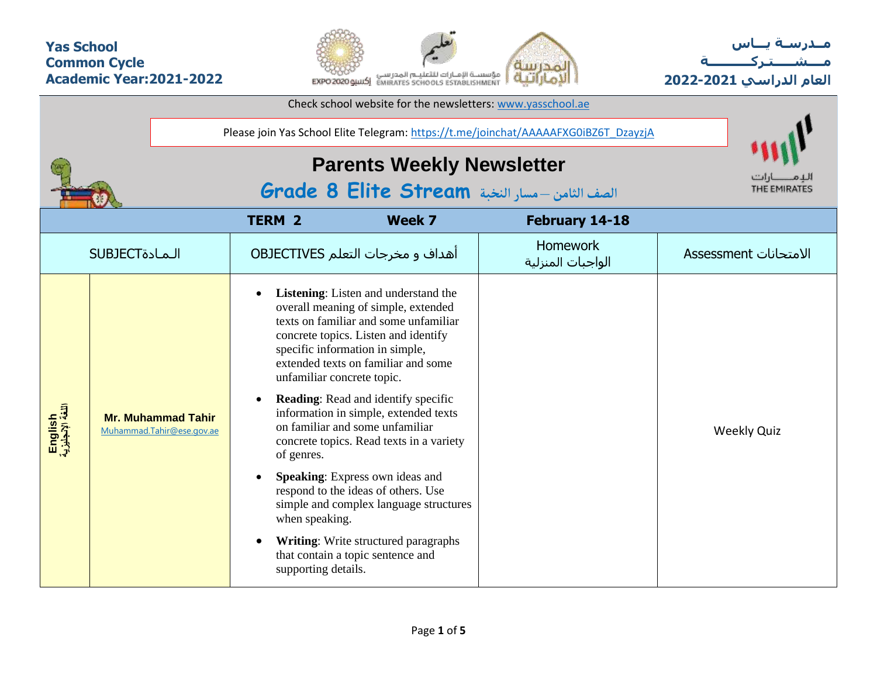**Yas School**
**Common Cycle**
**Academic Year:2021-2022**

**مـدرسـة يــاس**
**مـــشــــتـركـــــــة**
**العام الدراسي 2021-2022**

Check school website for the newsletters: www.yasschool.ae

Please join Yas School Elite Telegram: https://t.me/joinchat/AAAAAFXG0iBZ6T_DzayzjA

# Parents Weekly Newsletter

## Grade 8 Elite Stream الصف الثامن – مسار النخبة

| TERM 2 | | Week 7 | February 14-18 | |
|---|---|---|---|---|
| SUBJECTالـمـادة | | أهداف و مخرجات التعلم OBJECTIVES | Homework الواجبات المنزلية | Assessment الامتحانات |
| English اللغة الإنجليزية | **Mr. Muhammad Tahir** Muhammad.Tahir@ese.gov.ae | • **Listening**: Listen and understand the overall meaning of simple, extended texts on familiar and some unfamiliar concrete topics. Listen and identify specific information in simple, extended texts on familiar and some unfamiliar concrete topic. <br> • **Reading**: Read and identify specific information in simple, extended texts on familiar and some unfamiliar concrete topics. Read texts in a variety of genres. <br> • **Speaking**: Express own ideas and respond to the ideas of others. Use simple and complex language structures when speaking. <br> • **Writing**: Write structured paragraphs that contain a topic sentence and supporting details. | | Weekly Quiz |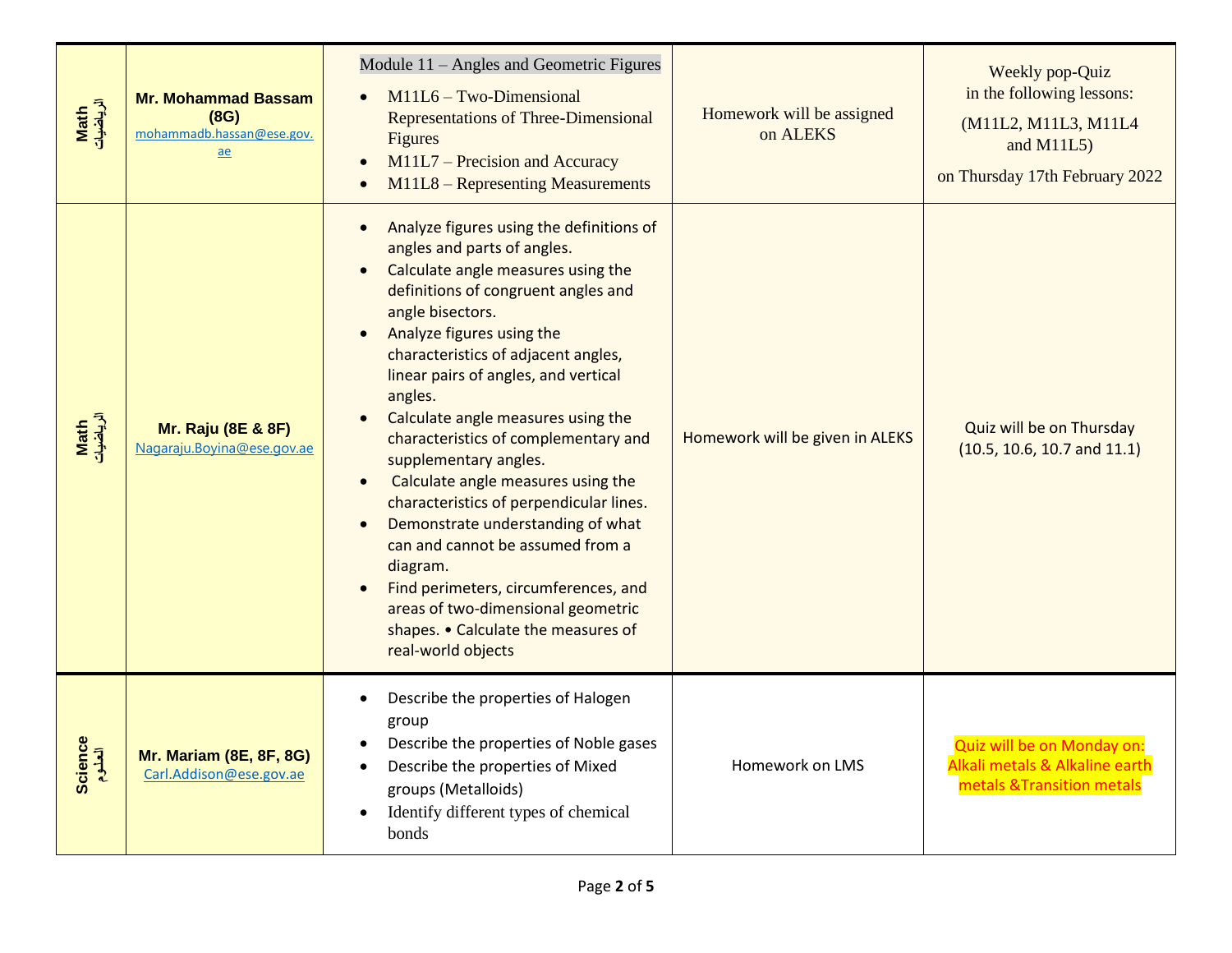| Math الرياضيات | Mr. Mohammad Bassam (8G) mohammadb.hassan@ese.gov.ae | Module 11 – Angles and Geometric Figures<br>• M11L6 – Two-Dimensional Representations of Three-Dimensional Figures<br>• M11L7 – Precision and Accuracy<br>• M11L8 – Representing Measurements | Homework will be assigned on ALEKS | Weekly pop-Quiz in the following lessons:<br>(M11L2, M11L3, M11L4 and M11L5)<br>on Thursday 17th February 2022 |
|---|---|---|---|---|
| Math الرياضيات | Mr. Raju (8E & 8F) Nagaraju.Boyina@ese.gov.ae | • Analyze figures using the definitions of angles and parts of angles.<br>• Calculate angle measures using the definitions of congruent angles and angle bisectors.<br>• Analyze figures using the characteristics of adjacent angles, linear pairs of angles, and vertical angles.<br>• Calculate angle measures using the characteristics of complementary and supplementary angles.<br>• Calculate angle measures using the characteristics of perpendicular lines.<br>• Demonstrate understanding of what can and cannot be assumed from a diagram.<br>• Find perimeters, circumferences, and areas of two-dimensional geometric shapes. • Calculate the measures of real-world objects | Homework will be given in ALEKS | Quiz will be on Thursday (10.5, 10.6, 10.7 and 11.1) |
| Science العلوم | Mr. Mariam (8E, 8F, 8G) Carl.Addison@ese.gov.ae | • Describe the properties of Halogen group<br>• Describe the properties of Noble gases<br>• Describe the properties of Mixed groups (Metalloids)<br>• Identify different types of chemical bonds | Homework on LMS | Quiz will be on Monday on: Alkali metals & Alkaline earth metals &Transition metals |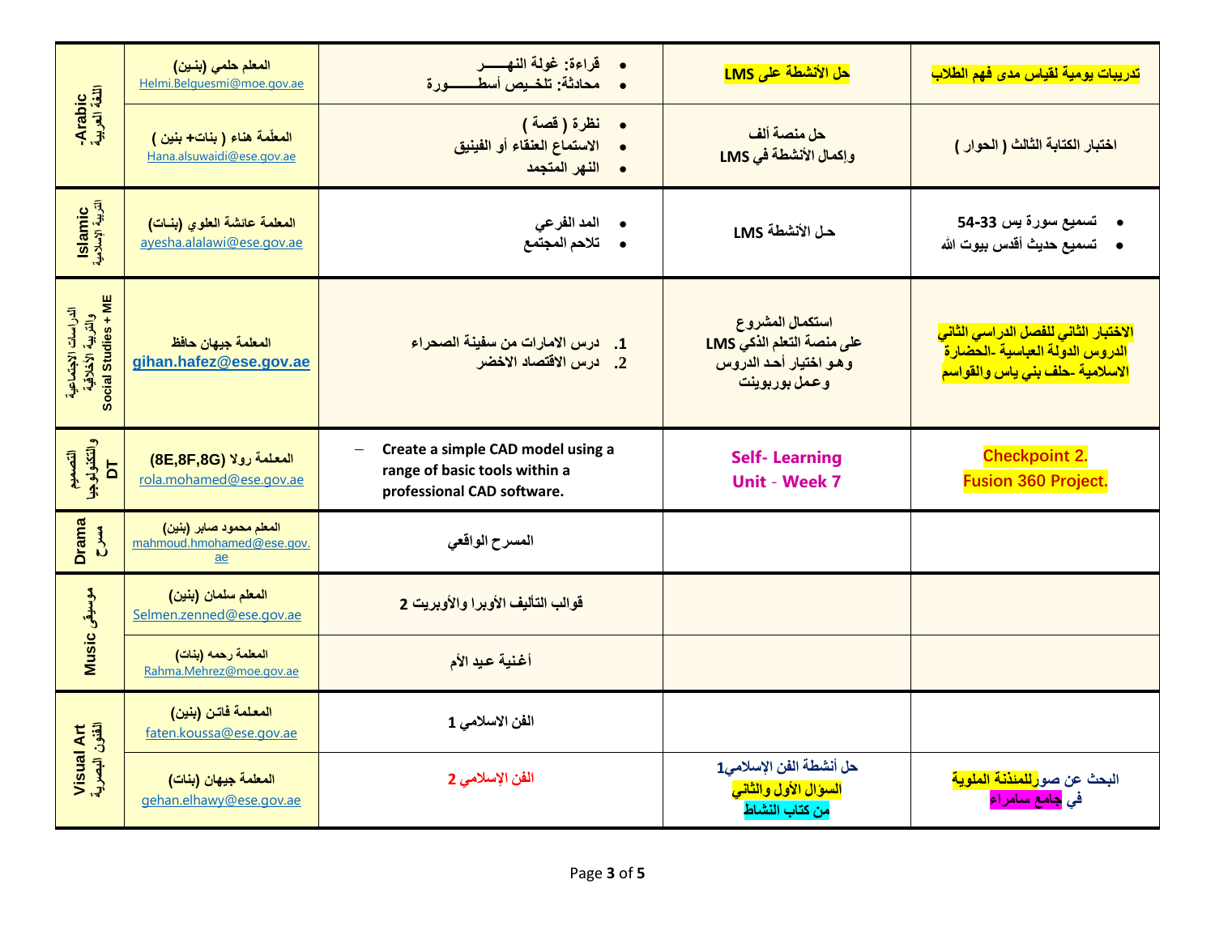| | | | | |
|---|---|---|---|---|
| -Arabic اللغة العربية | المعلم حلمي (بنين) Helmi.Belguesmi@moe.gov.ae | • قراءة: غولة النهـــــر<br>• محادثة: تلخـيص أسطـــــــورة | حل الأنشطة على LMS | تدريبات يومية لقياس مدى فهم الطلاب |
| | المعلّمة هناء ( بنات+ بنين ) Hana.alsuwaidi@ese.gov.ae | • نظرة ( قصة )<br>• الاستماع العنقاء أو الفينيق<br>• النهر المتجمد | حل منصة ألف<br>وإكمال الأنشطة في LMS | اختبار الكتابة الثالث ( الحوار ) |
| Islamic التربية الإسلامية | المعلمة عائشة العلوي (بنـات) ayesha.alalawi@ese.gov.ae | • المد الفرعي<br>• تلاحم المجتمع | حل الأنشطة LMS | • تسميع سورة يس 33-54<br>• تسميع حديث أقدس بيوت الله |
| الدراسات الاجتماعية والتربية الأخلاقية Social Studies + ME | المعلمة جيهان حافظ **gihan.hafez@ese.gov.ae** | 1. درس الامارات من سفينة الصحراء<br>2. درس الاقتصاد الاخضر | استكمال المشروع<br>على منصة التعلم الذكي LMS<br>وهو اختيار أحد الدروس<br>وعمل بوربوينت | الاختبار الثاني للفصل الدراسي الثاني<br>الدروس الدولة العباسية -الحضارة<br>الاسلامية -حلف بني ياس والقواسم |
| التصميم والتكنولوجيا DT | المعلمة رولا (8E,8F,8G) rola.mohamed@ese.gov.ae | – Create a simple CAD model using a range of basic tools within a professional CAD software. | Self- Learning<br>Unit - Week 7 | Checkpoint 2.<br>Fusion 360 Project. |
| Drama مسرح | المعلم محمود صابر (بنين) mahmoud.hmohamed@ese.gov.ae | المسرح الواقعي | | |
| Music موسيقى | المعلم سلمان (بنين) Selmen.zenned@ese.gov.ae | قوالب التأليف الأوبرا والأوبريت 2 | | |
| | المعلمة رحمه (بنات) Rahma.Mehrez@moe.gov.ae | أغنية عيد الأم | | |
| Visual Art الفنون البصرية | المعلمة فاتن (بنين) faten.koussa@ese.gov.ae | الفن الاسلامي 1 | | |
| | المعلمة جيهان (بنات) gehan.elhawy@ese.gov.ae | الفن الإسلامي 2 | حل أنشطة الفن الإسلامي1<br>السؤال الأول والثاني<br>من كتاب النشاط | البحث عن صور للمئذنة الملوية<br>في جامع سامراء |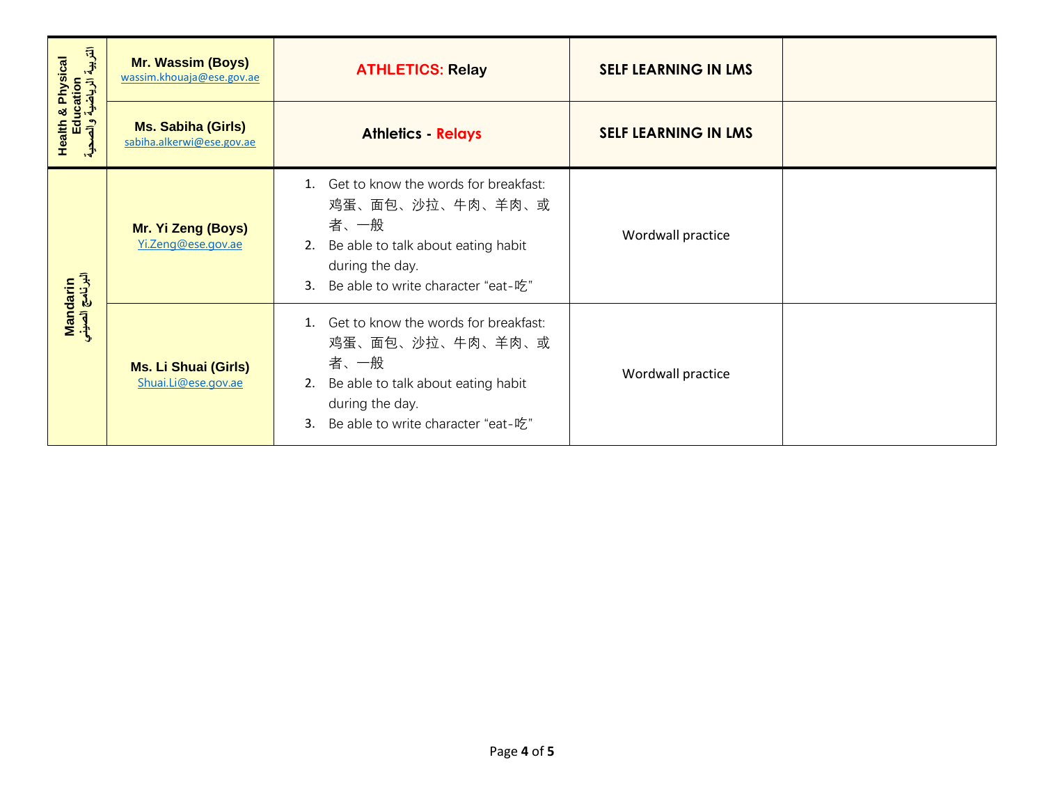| Health & Physical Education التربية الرياضية والصحية | **Mr. Wassim (Boys)** wassim.khouaja@ese.gov.ae | **ATHLETICS: Relay** | **SELF LEARNING IN LMS** | |
|---|---|---|---|---|
| | **Ms. Sabiha (Girls)** sabiha.alkerwi@ese.gov.ae | **Athletics - Relays** | **SELF LEARNING IN LMS** | |
| **Mandarin** البرنامج الصيني | **Mr. Yi Zeng (Boys)** Yi.Zeng@ese.gov.ae | 1. Get to know the words for breakfast: 鸡蛋、面包、沙拉、牛肉、羊肉、或者、一般 2. Be able to talk about eating habit during the day. 3. Be able to write character "eat-吃" | Wordwall practice | |
| | **Ms. Li Shuai (Girls)** Shuai.Li@ese.gov.ae | 1. Get to know the words for breakfast: 鸡蛋、面包、沙拉、牛肉、羊肉、或者、一般 2. Be able to talk about eating habit during the day. 3. Be able to write character "eat-吃" | Wordwall practice | |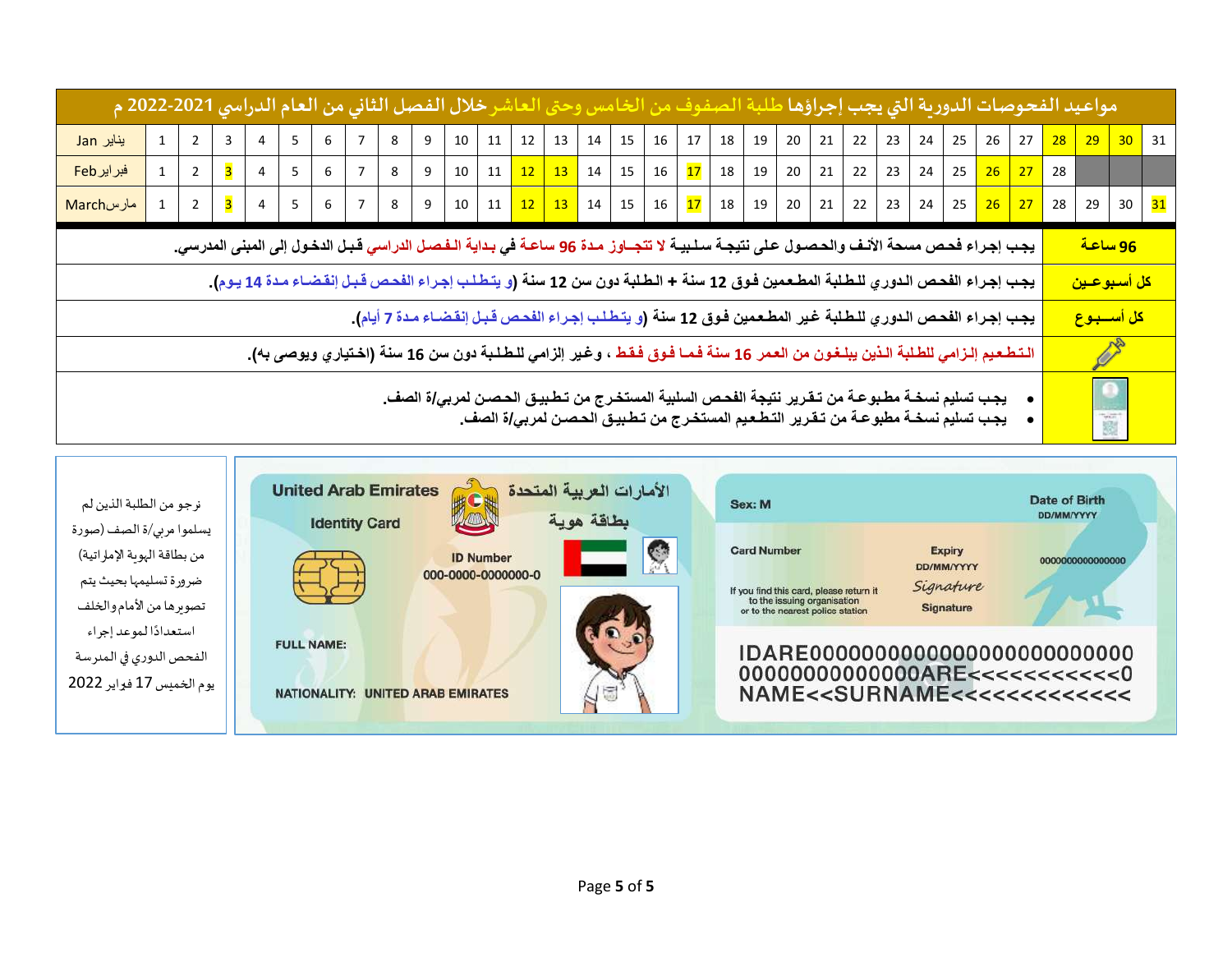| مواعيد الفحوصات الدورية التي يجب إجراؤها طلبة الصفوف من الخامس وحتى العاشر خلال الفصل الثاني من العام الدراسي 2021-2022 م | | | | | | | | | | | | | | | | | | | | | | | | | | | | | | | |
|---|---|---|---|---|---|---|---|---|---|---|---|---|---|---|---|---|---|---|---|---|---|---|---|---|---|---|---|---|---|---|---|
| يناير Jan | 1 | 2 | 3 | 4 | 5 | 6 | 7 | 8 | 9 | 10 | 11 | 12 | 13 | 14 | 15 | 16 | 17 | 18 | 19 | 20 | 21 | 22 | 23 | 24 | 25 | 26 | 27 | 28 | 29 | 30 | 31 |
| فبراير Feb | 1 | 2 | 3 | 4 | 5 | 6 | 7 | 8 | 9 | 10 | 11 | 12 | 13 | 14 | 15 | 16 | 17 | 18 | 19 | 20 | 21 | 22 | 23 | 24 | 25 | 26 | 27 | 28 | | | |
| Marchمارس | 1 | 2 | 3 | 4 | 5 | 6 | 7 | 8 | 9 | 10 | 11 | 12 | 13 | 14 | 15 | 16 | 17 | 18 | 19 | 20 | 21 | 22 | 23 | 24 | 25 | 26 | 27 | 28 | 29 | 30 | 31 |

| | |
|---|---|
| 96 ساعة | يجب إجراء فحص مسحة الأنف والحصول على نتيجة سلبية لا تتجاوز مدة 96 ساعة في بداية الفصل الدراسي قبل الدخول إلى المبنى المدرسي. |
| كل أسبوعين | يجب إجراء الفحص الدوري للطلبة المطعمين فوق 12 سنة + الطلبة دون سن 12 سنة (و يتطلب إجراء الفحص قبل إنقضاء مدة 14 يوم). |
| كل أسبوع | يجب إجراء الفحص الدوري للطلبة غير المطعمين فوق 12 سنة (و يتطلب إجراء الفحص قبل إنقضاء مدة 7 أيام). |
| | التطعيم إلزامي للطلبة الذين يبلغون من العمر 16 سنة فما فوق فقط ، وغير إلزامي للطلبة دون سن 16 سنة (اختياري ويوصى به). |
| | • يجب تسليم نسخة مطبوعة من تقرير نتيجة الفحص السلبية المستخرج من تطبيق الحصن لمربي/ة الصف.<br>• يجب تسليم نسخة مطبوعة من تقرير التطعيم المستخرج من تطبيق الحصن لمربي/ة الصف. |

نرجو من الطلبة الذين لم يسلموا مربي/ة الصف (صورة من بطاقة الهوية الإماراتية) ضرورة تسليمها بحيث يتم تصويرها من الأمام والخلف استعدادًا لموعد إجراء الفحص الدوري في المدرسة يوم الخميس 17 فبراير 2022

United Arab Emirates
الأمارات العربية المتحدة
Identity Card
بطاقة هوية
ID Number
000-0000-0000000-0
FULL NAME:
NATIONALITY: UNITED ARAB EMIRATES

Sex: M
Date of Birth
DD/MM/YYYY
Card Number
Expiry
DD/MM/YYYY
000000000000000
If you find this card, please return it to the issuing organisation or to the nearest police station
Signature
Signature
IDARE0000000000000000000000000
000000000000000ARE<<<<<<<<<<<0
NAME<<SURNAME<<<<<<<<<<<<<